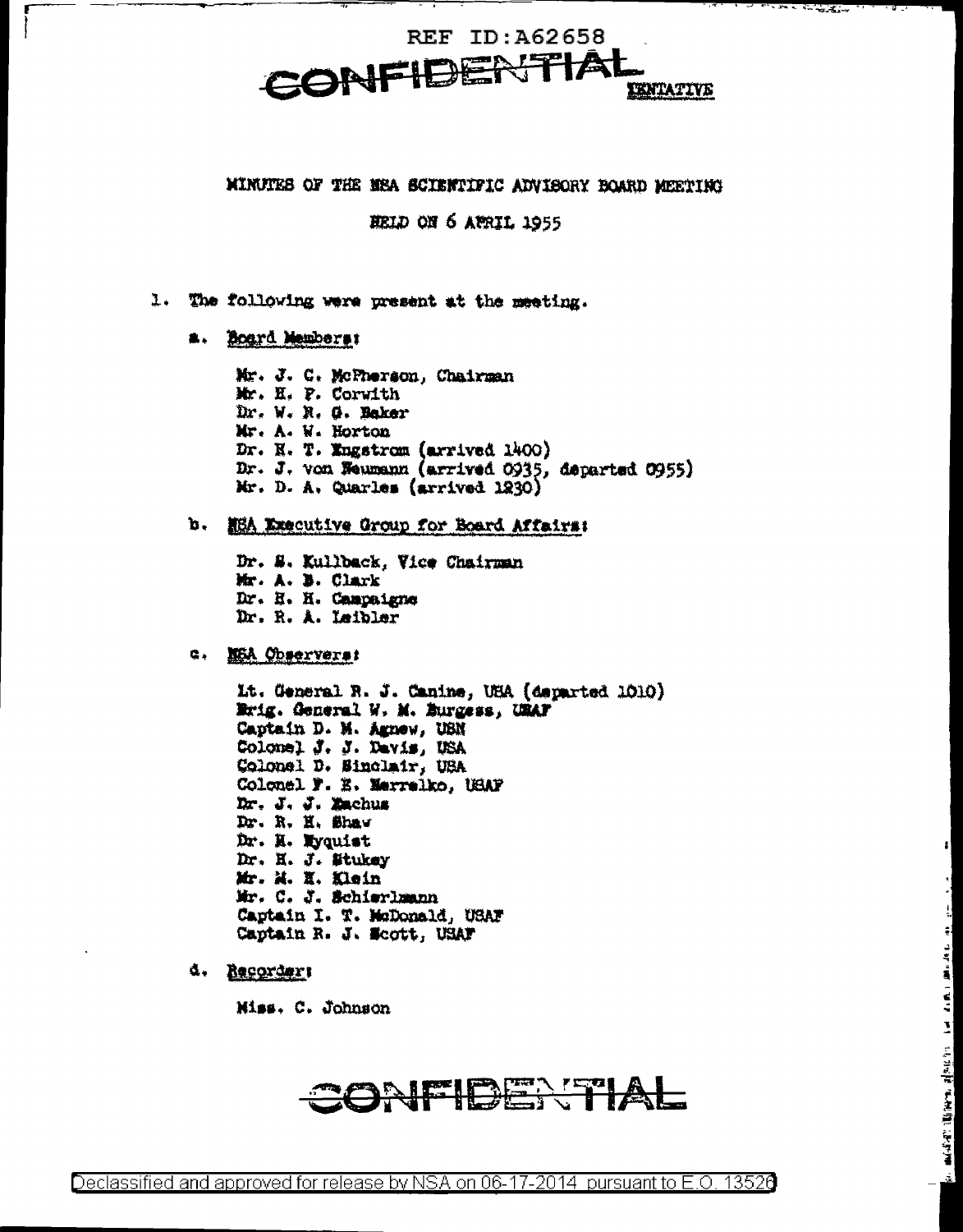REF ID:A62658

CONFIDENTIAL

TENTATIVE

MINUTES OF THE NSA SCIENTIFIC ADVISORY BOARD MEETING

HELD ON 6 APRIL 1955

1. The following were present at the meeting.

   a. Board Members:

      Mr. J. C. McPherson, Chairman
      Mr. H. P. Corwith
      Dr. W. R. G. Baker
      Mr. A. W. Horton
      Dr. H. T. Engstrom (arrived 1400)
      Dr. J. von Neumann (arrived 0935, departed 0955)
      Mr. D. A. Quarles (arrived 1230)

   b. NSA Executive Group for Board Affairs:

      Dr. S. Kullback, Vice Chairman
      Mr. A. B. Clark
      Dr. H. H. Campaigne
      Dr. R. A. Leibler

   c. NSA Observers:

      Lt. General R. J. Canine, USA (departed 1010)
      Brig. General W. M. Burgess, USAF
      Captain D. M. Agnew, USN
      Colonel J. J. Davis, USA
      Colonel D. Sinclair, USA
      Colonel F. E. Merrelko, USAF
      Dr. J. J. Eachus
      Dr. R. H. Shaw
      Dr. H. Nyquist
      Dr. H. J. Stukey
      Mr. M. H. Klein
      Mr. C. J. Schierlmann
      Captain I. T. McDonald, USAF
      Captain R. J. Scott, USAF

   d. Recorder:

      Miss. C. Johnson

CONFIDENTIAL

Declassified and approved for release by NSA on 06-17-2014 pursuant to E.O. 13526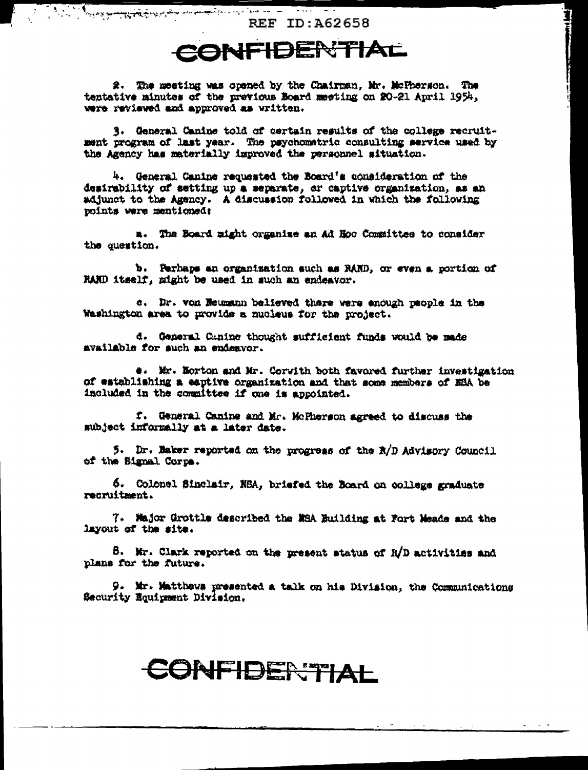CONFIDENTIAL

2. The meeting was opened by the Chairman, Mr. McPherson. The tentative minutes of the previous Board meeting on 20-21 April 1954, were reviewed and approved as written.

3. General Canine told of certain results of the college recruitment program of last year. The psychometric consulting service used by the Agency has materially improved the personnel situation.

4. General Canine requested the Board's consideration of the desirability of setting up a separate, or captive organization, as an adjunct to the Agency. A discussion followed in which the following points were mentioned:

a. The Board might organize an Ad Hoc Committee to consider the question.

b. Perhaps an organization such as RAND, or even a portion of RAND itself, might be used in such an endeavor.

c. Dr. von Neumann believed there were enough people in the Washington area to provide a nucleus for the project.

d. General Canine thought sufficient funds would be made available for such an endeavor.

e. Mr. Norton and Mr. Corwith both favored further investigation of establishing a captive organization and that some members of NSA be included in the committee if one is appointed.

f. General Canine and Mr. McPherson agreed to discuss the subject informally at a later date.

5. Dr. Baker reported on the progress of the R/D Advisory Council of the Signal Corps.

6. Colonel Sinclair, NSA, briefed the Board on college graduate recruitment.

7. Major Grottle described the NSA Building at Fort Meade and the layout of the site.

8. Mr. Clark reported on the present status of R/D activities and plans for the future.

9. Mr. Matthews presented a talk on his Division, the Communications Security Equipment Division.

CONFIDENTIAL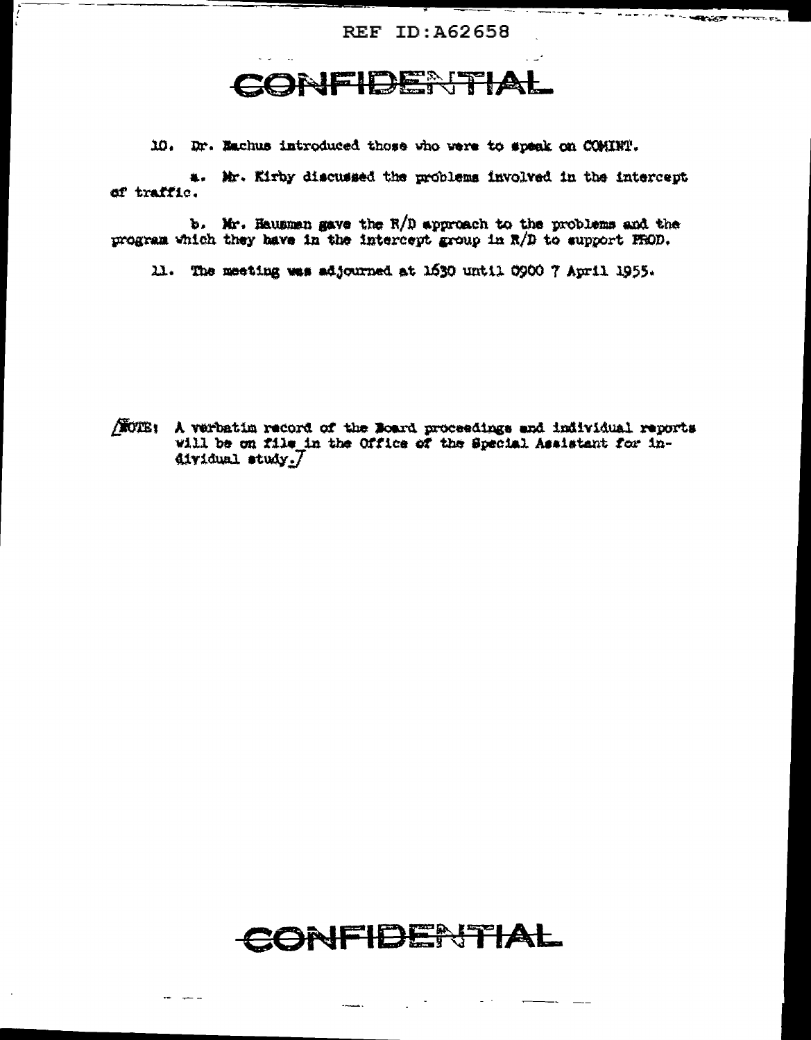CONFIDENTIAL

10. Dr. Bachus introduced those who were to speak on COMINT.

a. Mr. Kirby discussed the problems involved in the intercept of traffic.

b. Mr. Hausman gave the R/D approach to the problems and the program which they have in the intercept group in R/D to support PROD.

11. The meeting was adjourned at 1630 until 0900 7 April 1955.

[NOTE: A verbatim record of the Board proceedings and individual reports will be on file in the Office of the Special Assistant for individual study.]

CONFIDENTIAL